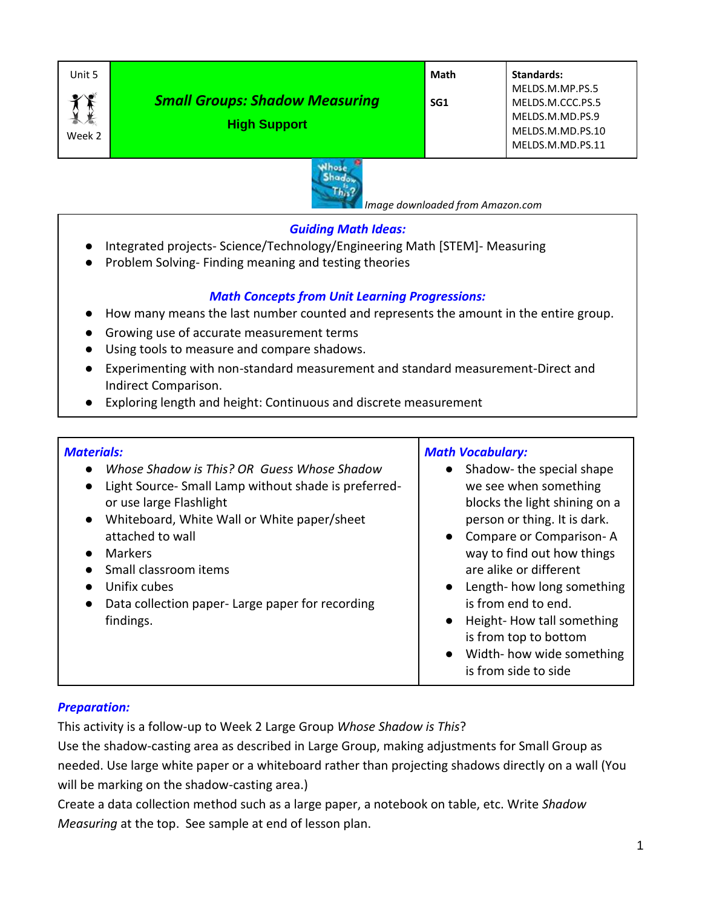| Unit 5 Week 2 | ***Small Groups: Shadow Measuring*** **High Support** | **Math** **SG1** | **Standards:** MELDS.M.MP.PS.5 MELDS.M.CCC.PS.5 MELDS.M.MD.PS.9 MELDS.M.MD.PS.10 MELDS.M.MD.PS.11 |
|---|---|---|---|

*Image downloaded from Amazon.com*

### *Guiding Math Ideas:*

- Integrated projects- Science/Technology/Engineering Math [STEM]- Measuring
- Problem Solving- Finding meaning and testing theories

### *Math Concepts from Unit Learning Progressions:*

- How many means the last number counted and represents the amount in the entire group.
- Growing use of accurate measurement terms
- Using tools to measure and compare shadows.
- Experimenting with non-standard measurement and standard measurement-Direct and Indirect Comparison.
- Exploring length and height: Continuous and discrete measurement

| *Materials:* | *Math Vocabulary:* |
|---|---|
| • *Whose Shadow is This? OR Guess Whose Shadow*<br>• Light Source- Small Lamp without shade is preferred- or use large Flashlight<br>• Whiteboard, White Wall or White paper/sheet attached to wall<br>• Markers<br>• Small classroom items<br>• Unifix cubes<br>• Data collection paper- Large paper for recording findings. | • Shadow- the special shape we see when something blocks the light shining on a person or thing. It is dark.<br>• Compare or Comparison- A way to find out how things are alike or different<br>• Length- how long something is from end to end.<br>• Height- How tall something is from top to bottom<br>• Width- how wide something is from side to side |

### *Preparation:*

This activity is a follow-up to Week 2 Large Group *Whose Shadow is This*?

Use the shadow-casting area as described in Large Group, making adjustments for Small Group as needed. Use large white paper or a whiteboard rather than projecting shadows directly on a wall (You will be marking on the shadow-casting area.)

Create a data collection method such as a large paper, a notebook on table, etc. Write *Shadow Measuring* at the top. See sample at end of lesson plan.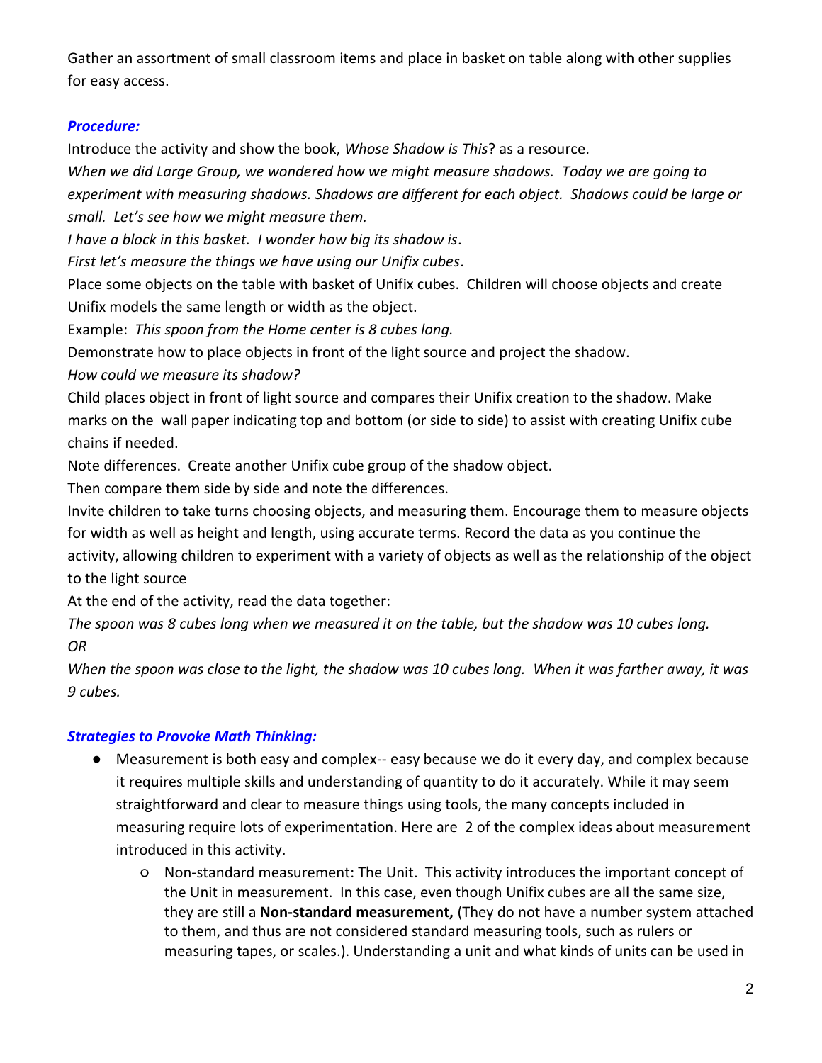Gather an assortment of small classroom items and place in basket on table along with other supplies for easy access.

### *Procedure:*

Introduce the activity and show the book, *Whose Shadow is This*? as a resource.

*When we did Large Group, we wondered how we might measure shadows. Today we are going to experiment with measuring shadows. Shadows are different for each object. Shadows could be large or small. Let's see how we might measure them.*

*I have a block in this basket. I wonder how big its shadow is*.

*First let's measure the things we have using our Unifix cubes*.

Place some objects on the table with basket of Unifix cubes. Children will choose objects and create Unifix models the same length or width as the object.

Example: *This spoon from the Home center is 8 cubes long.*

Demonstrate how to place objects in front of the light source and project the shadow.

*How could we measure its shadow?*

Child places object in front of light source and compares their Unifix creation to the shadow. Make marks on the wall paper indicating top and bottom (or side to side) to assist with creating Unifix cube chains if needed.

Note differences. Create another Unifix cube group of the shadow object.

Then compare them side by side and note the differences.

Invite children to take turns choosing objects, and measuring them. Encourage them to measure objects for width as well as height and length, using accurate terms. Record the data as you continue the activity, allowing children to experiment with a variety of objects as well as the relationship of the object to the light source

At the end of the activity, read the data together:

*The spoon was 8 cubes long when we measured it on the table, but the shadow was 10 cubes long.*
*OR*

*When the spoon was close to the light, the shadow was 10 cubes long. When it was farther away, it was 9 cubes.*

### *Strategies to Provoke Math Thinking:*

- Measurement is both easy and complex-- easy because we do it every day, and complex because it requires multiple skills and understanding of quantity to do it accurately. While it may seem straightforward and clear to measure things using tools, the many concepts included in measuring require lots of experimentation. Here are 2 of the complex ideas about measurement introduced in this activity.
  - Non-standard measurement: The Unit. This activity introduces the important concept of the Unit in measurement. In this case, even though Unifix cubes are all the same size, they are still a **Non-standard measurement,** (They do not have a number system attached to them, and thus are not considered standard measuring tools, such as rulers or measuring tapes, or scales.). Understanding a unit and what kinds of units can be used in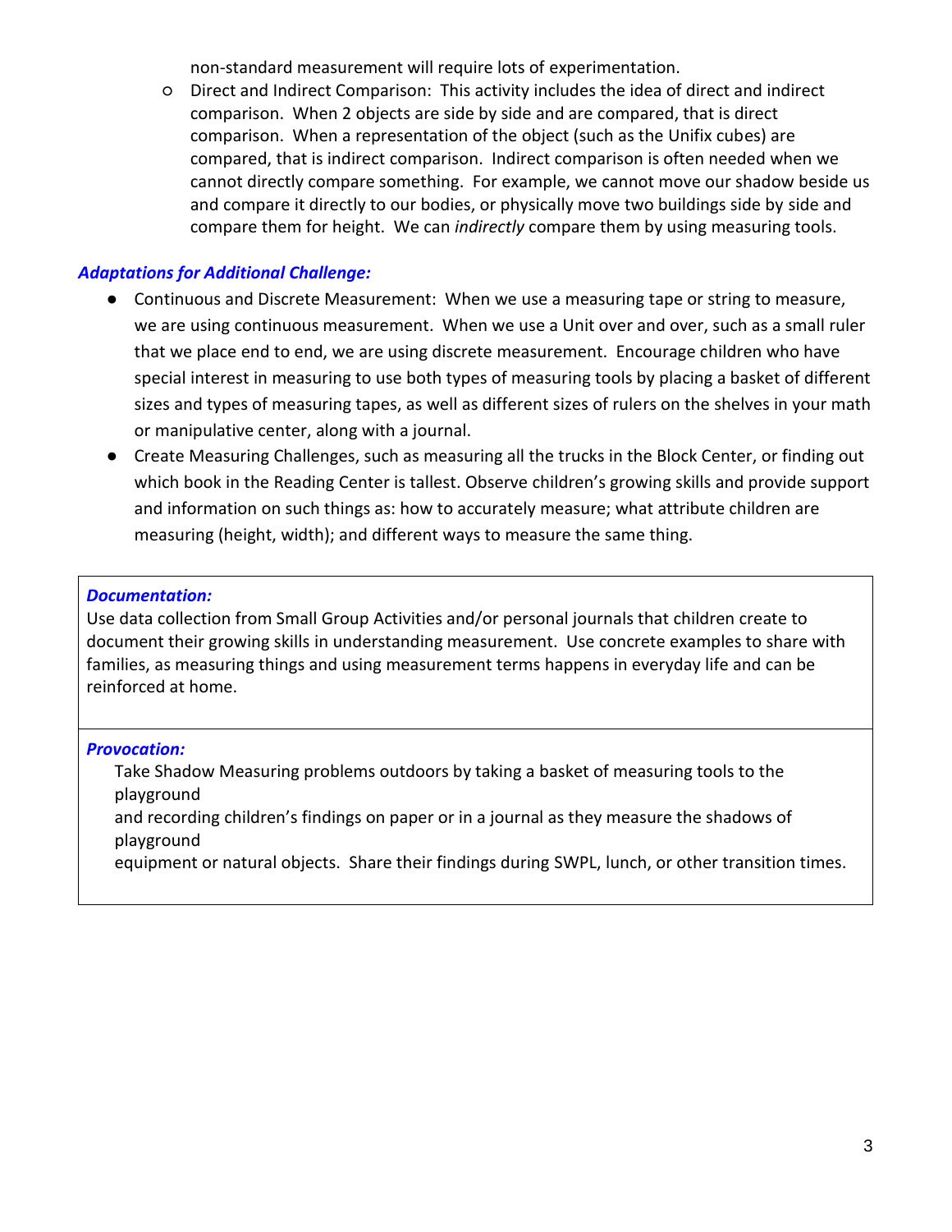non-standard measurement will require lots of experimentation.

- Direct and Indirect Comparison: This activity includes the idea of direct and indirect comparison. When 2 objects are side by side and are compared, that is direct comparison. When a representation of the object (such as the Unifix cubes) are compared, that is indirect comparison. Indirect comparison is often needed when we cannot directly compare something. For example, we cannot move our shadow beside us and compare it directly to our bodies, or physically move two buildings side by side and compare them for height. We can *indirectly* compare them by using measuring tools.

***Adaptations for Additional Challenge:***

- Continuous and Discrete Measurement: When we use a measuring tape or string to measure, we are using continuous measurement. When we use a Unit over and over, such as a small ruler that we place end to end, we are using discrete measurement. Encourage children who have special interest in measuring to use both types of measuring tools by placing a basket of different sizes and types of measuring tapes, as well as different sizes of rulers on the shelves in your math or manipulative center, along with a journal.
- Create Measuring Challenges, such as measuring all the trucks in the Block Center, or finding out which book in the Reading Center is tallest. Observe children's growing skills and provide support and information on such things as: how to accurately measure; what attribute children are measuring (height, width); and different ways to measure the same thing.

***Documentation:***

Use data collection from Small Group Activities and/or personal journals that children create to document their growing skills in understanding measurement. Use concrete examples to share with families, as measuring things and using measurement terms happens in everyday life and can be reinforced at home.

***Provocation:***

Take Shadow Measuring problems outdoors by taking a basket of measuring tools to the playground
and recording children's findings on paper or in a journal as they measure the shadows of playground
equipment or natural objects. Share their findings during SWPL, lunch, or other transition times.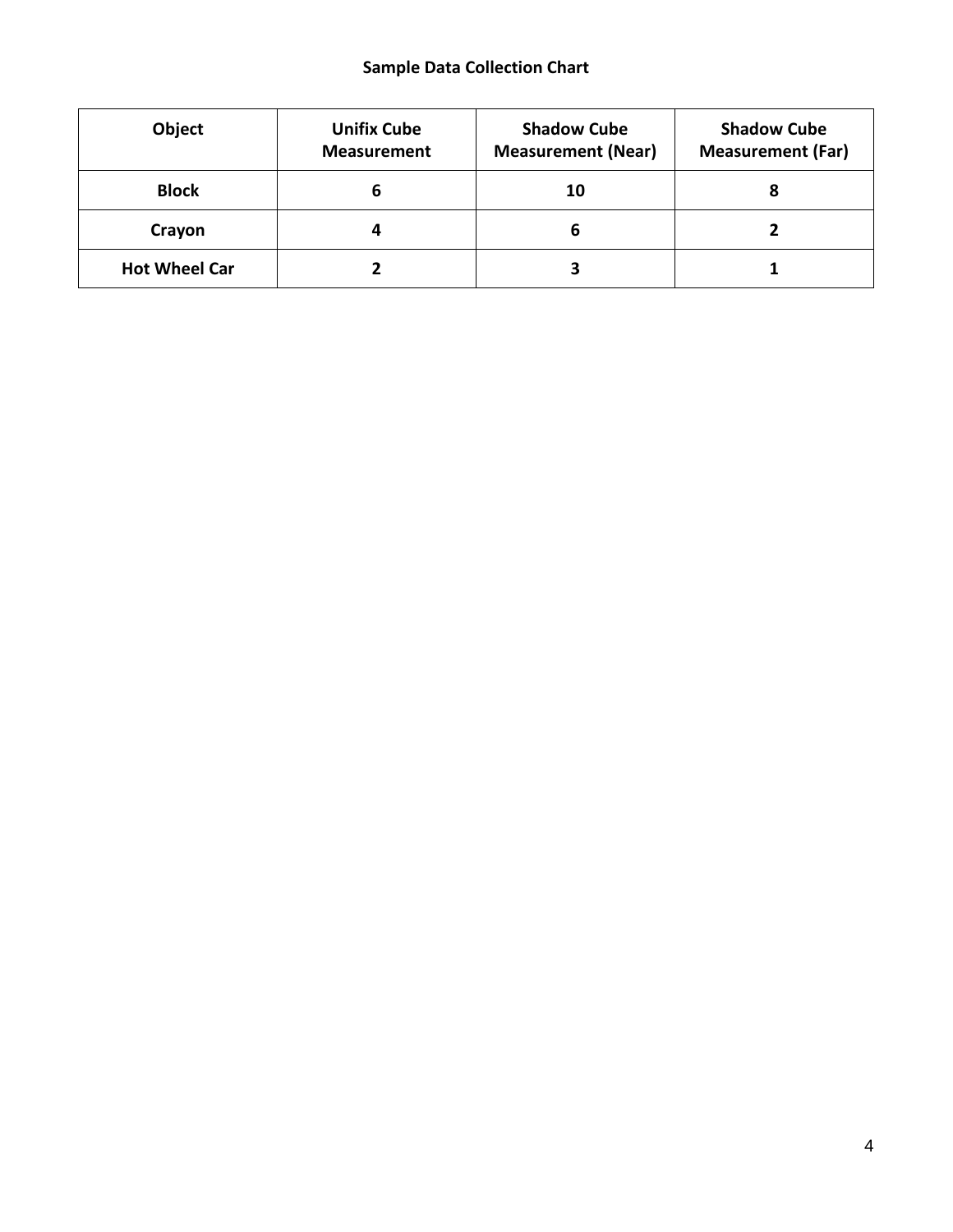**Sample Data Collection Chart**

| Object | Unifix Cube Measurement | Shadow Cube Measurement (Near) | Shadow Cube Measurement (Far) |
|---|---|---|---|
| **Block** | 6 | 10 | 8 |
| **Crayon** | 4 | 6 | 2 |
| **Hot Wheel Car** | 2 | 3 | 1 |